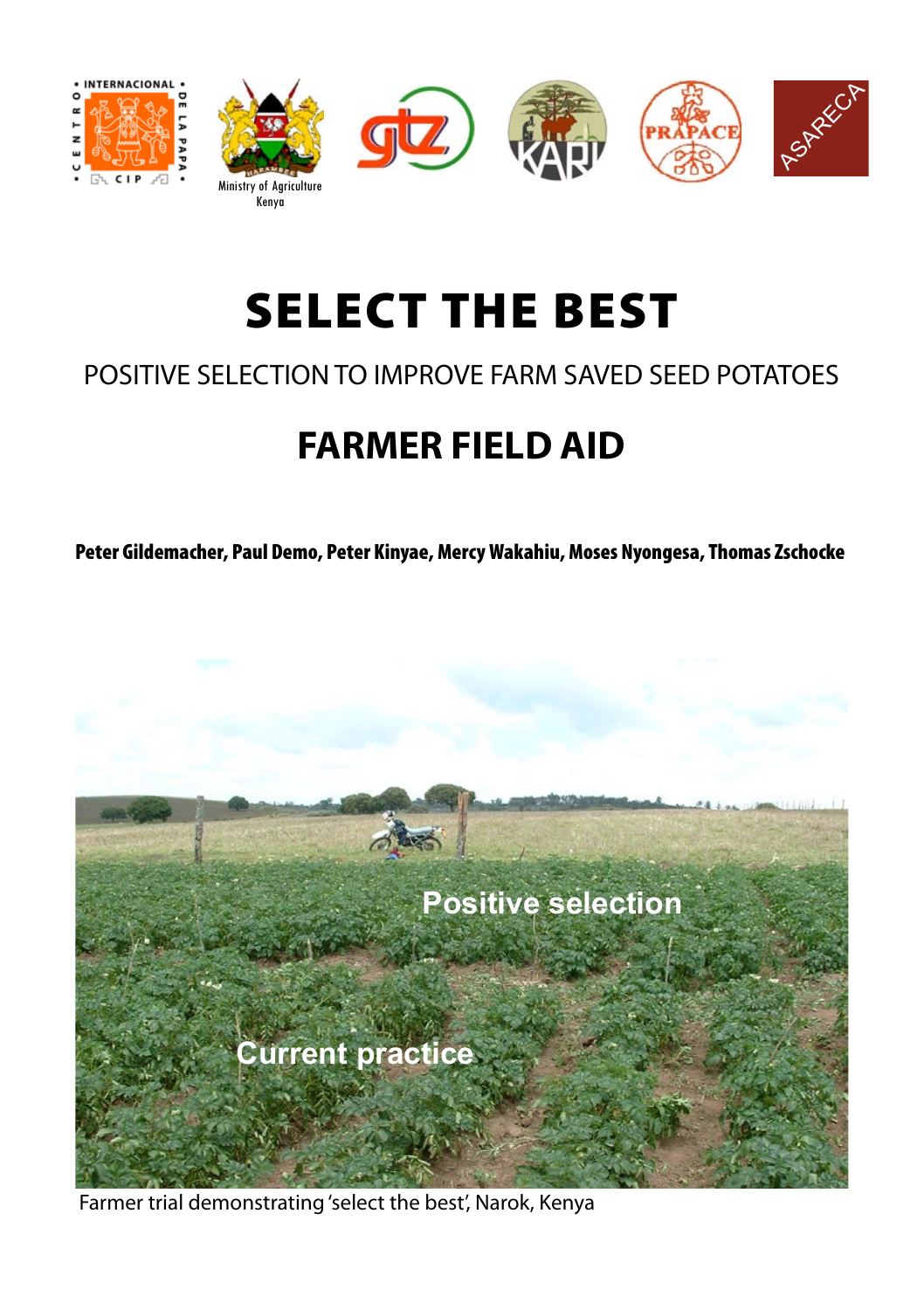# SELECT THE BEST

## POSITIVE SELECTION TO IMPROVE FARM SAVED SEED POTATOES

## FARMER FIELD AID

**Peter Gildemacher, Paul Demo, Peter Kinyae, Mercy Wakahiu, Moses Nyongesa, Thomas Zschocke**

Farmer trial demonstrating 'select the best', Narok, Kenya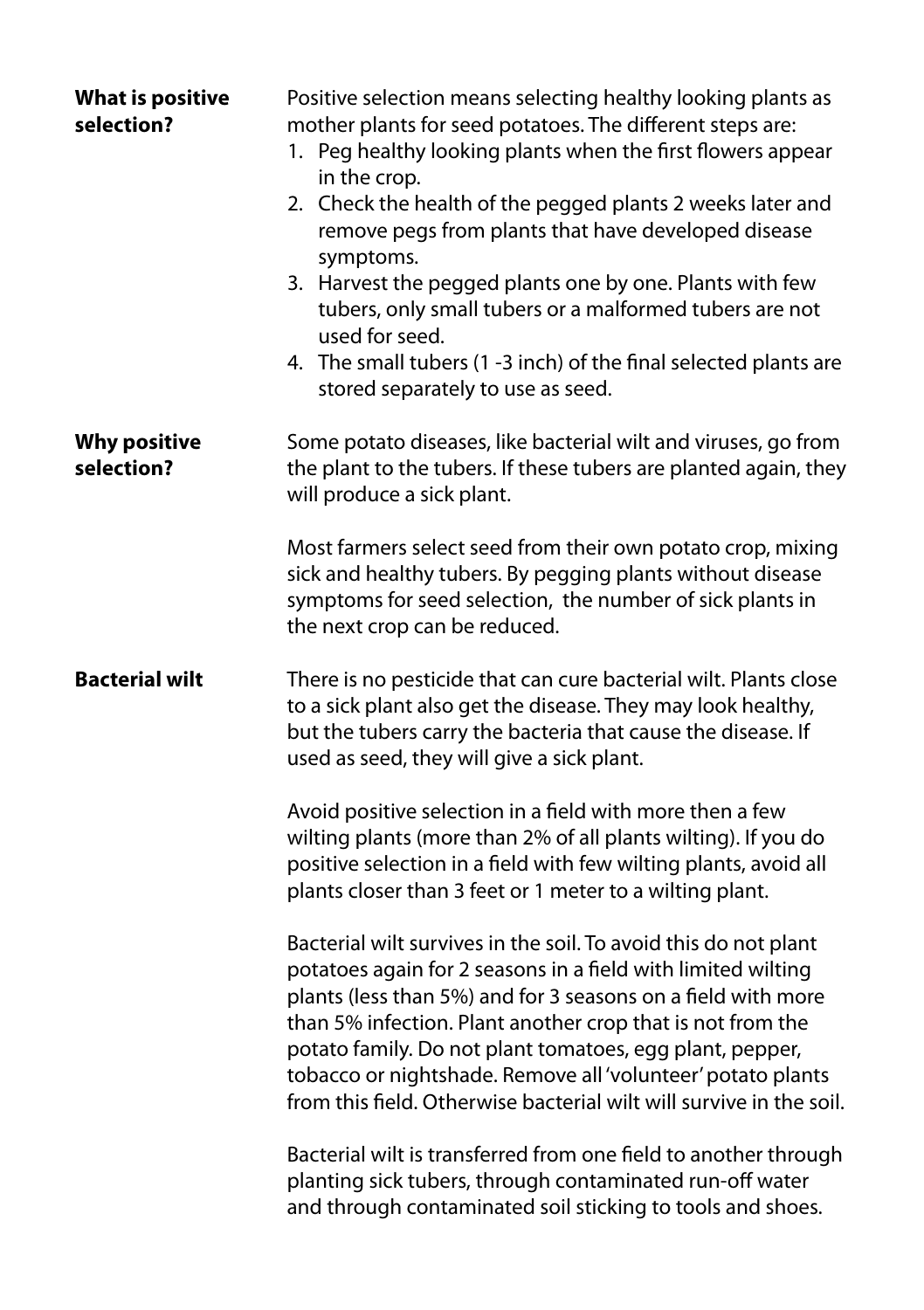## What is positive selection?

Positive selection means selecting healthy looking plants as mother plants for seed potatoes. The different steps are:

1. Peg healthy looking plants when the first flowers appear in the crop.
2. Check the health of the pegged plants 2 weeks later and remove pegs from plants that have developed disease symptoms.
3. Harvest the pegged plants one by one. Plants with few tubers, only small tubers or a malformed tubers are not used for seed.
4. The small tubers (1 -3 inch) of the final selected plants are stored separately to use as seed.

## Why positive selection?

Some potato diseases, like bacterial wilt and viruses, go from the plant to the tubers. If these tubers are planted again, they will produce a sick plant.

Most farmers select seed from their own potato crop, mixing sick and healthy tubers. By pegging plants without disease symptoms for seed selection, the number of sick plants in the next crop can be reduced.

## Bacterial wilt

There is no pesticide that can cure bacterial wilt. Plants close to a sick plant also get the disease. They may look healthy, but the tubers carry the bacteria that cause the disease. If used as seed, they will give a sick plant.

Avoid positive selection in a field with more then a few wilting plants (more than 2% of all plants wilting). If you do positive selection in a field with few wilting plants, avoid all plants closer than 3 feet or 1 meter to a wilting plant.

Bacterial wilt survives in the soil. To avoid this do not plant potatoes again for 2 seasons in a field with limited wilting plants (less than 5%) and for 3 seasons on a field with more than 5% infection. Plant another crop that is not from the potato family. Do not plant tomatoes, egg plant, pepper, tobacco or nightshade. Remove all 'volunteer' potato plants from this field. Otherwise bacterial wilt will survive in the soil.

Bacterial wilt is transferred from one field to another through planting sick tubers, through contaminated run-off water and through contaminated soil sticking to tools and shoes.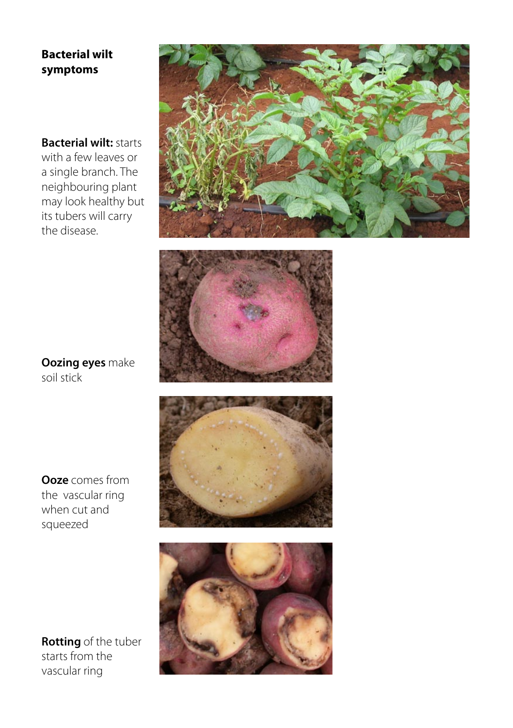**Bacterial wilt symptoms**

**Bacterial wilt:** starts with a few leaves or a single branch. The neighbouring plant may look healthy but its tubers will carry the disease.

**Oozing eyes** make soil stick

**Ooze** comes from the vascular ring when cut and squeezed

**Rotting** of the tuber starts from the vascular ring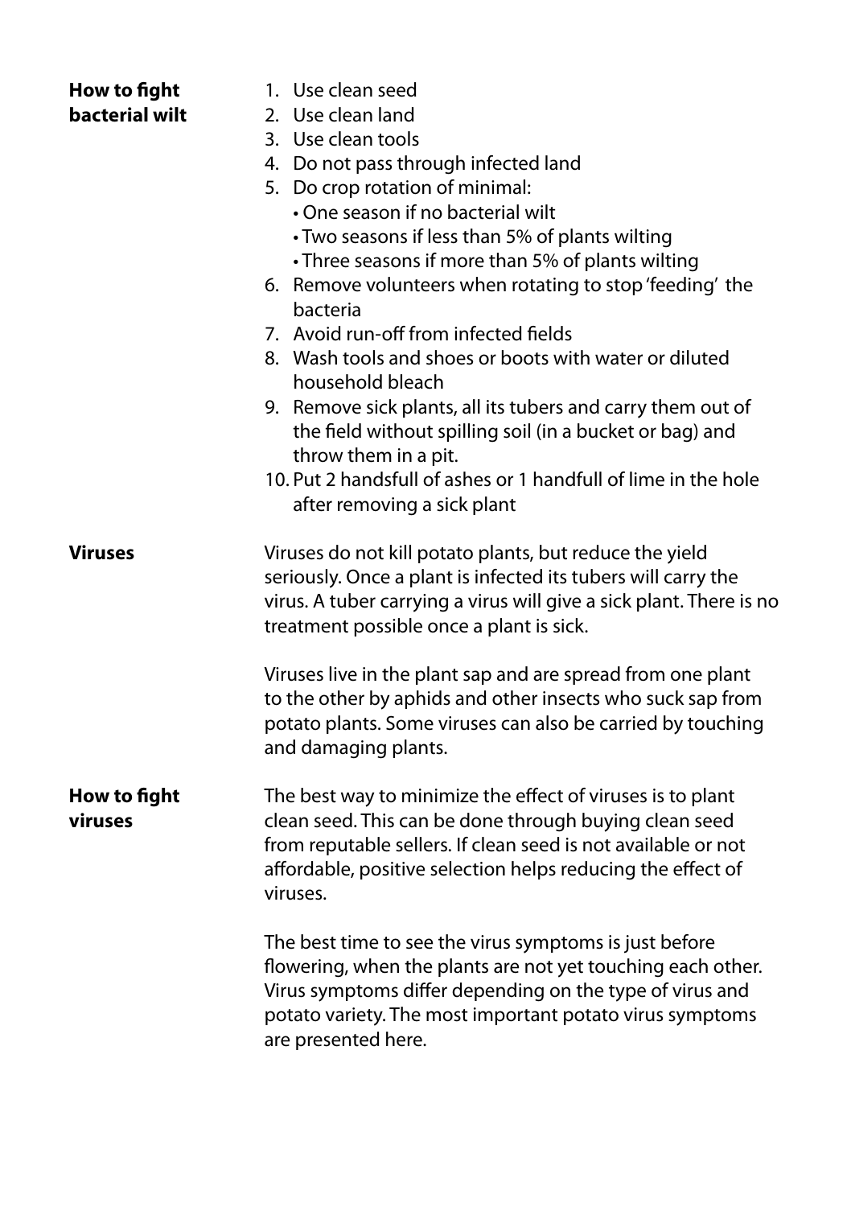### How to fight bacterial wilt

1. Use clean seed
2. Use clean land
3. Use clean tools
4. Do not pass through infected land
5. Do crop rotation of minimal:
   - One season if no bacterial wilt
   - Two seasons if less than 5% of plants wilting
   - Three seasons if more than 5% of plants wilting
6. Remove volunteers when rotating to stop 'feeding' the bacteria
7. Avoid run-off from infected fields
8. Wash tools and shoes or boots with water or diluted household bleach
9. Remove sick plants, all its tubers and carry them out of the field without spilling soil (in a bucket or bag) and throw them in a pit.
10. Put 2 handsfull of ashes or 1 handfull of lime in the hole after removing a sick plant

### Viruses

Viruses do not kill potato plants, but reduce the yield seriously. Once a plant is infected its tubers will carry the virus. A tuber carrying a virus will give a sick plant. There is no treatment possible once a plant is sick.

Viruses live in the plant sap and are spread from one plant to the other by aphids and other insects who suck sap from potato plants. Some viruses can also be carried by touching and damaging plants.

### How to fight viruses

The best way to minimize the effect of viruses is to plant clean seed. This can be done through buying clean seed from reputable sellers. If clean seed is not available or not affordable, positive selection helps reducing the effect of viruses.

The best time to see the virus symptoms is just before flowering, when the plants are not yet touching each other. Virus symptoms differ depending on the type of virus and potato variety. The most important potato virus symptoms are presented here.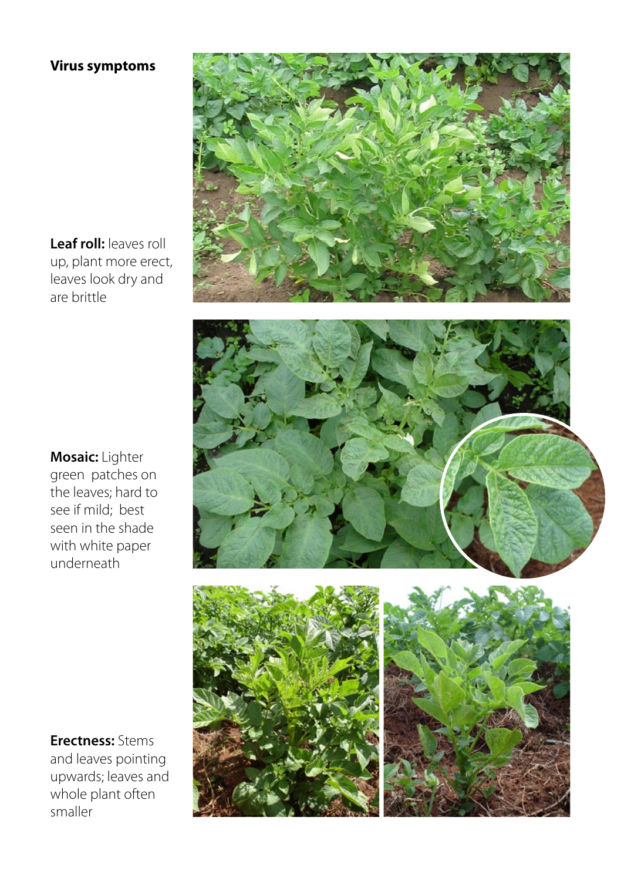## Virus symptoms

**Leaf roll:** leaves roll up, plant more erect, leaves look dry and are brittle

**Mosaic:** Lighter green patches on the leaves; hard to see if mild; best seen in the shade with white paper underneath

**Erectness:** Stems and leaves pointing upwards; leaves and whole plant often smaller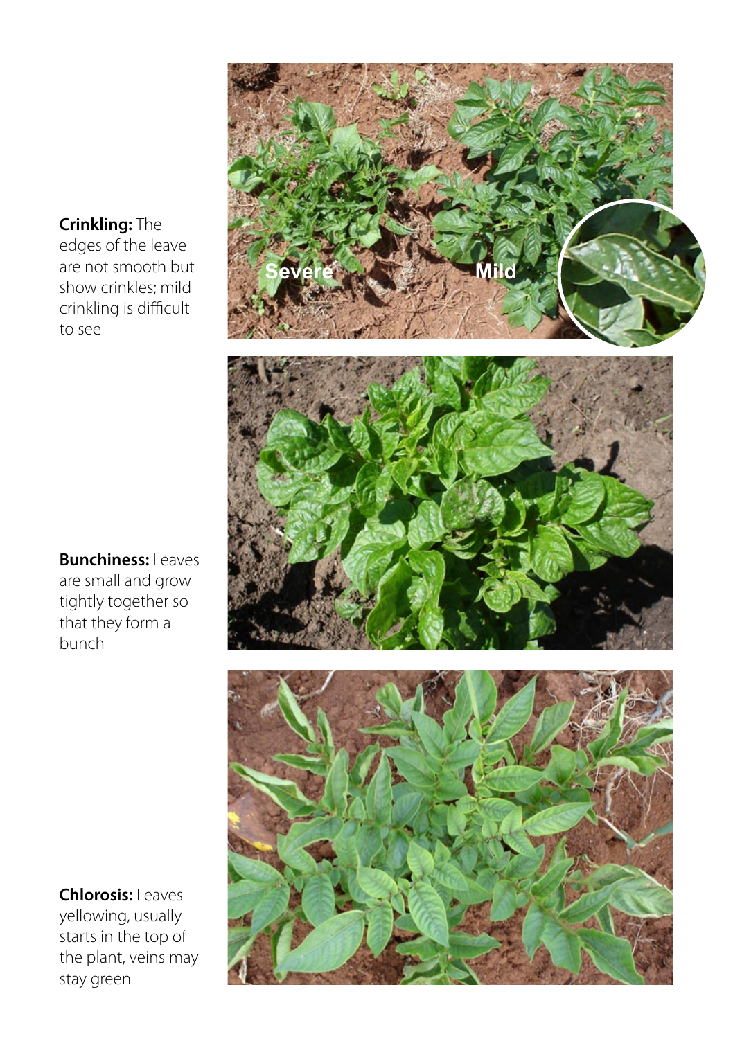**Crinkling:** The edges of the leave are not smooth but show crinkles; mild crinkling is difficult to see

Severe

Mild

**Bunchiness:** Leaves are small and grow tightly together so that they form a bunch

**Chlorosis:** Leaves yellowing, usually starts in the top of the plant, veins may stay green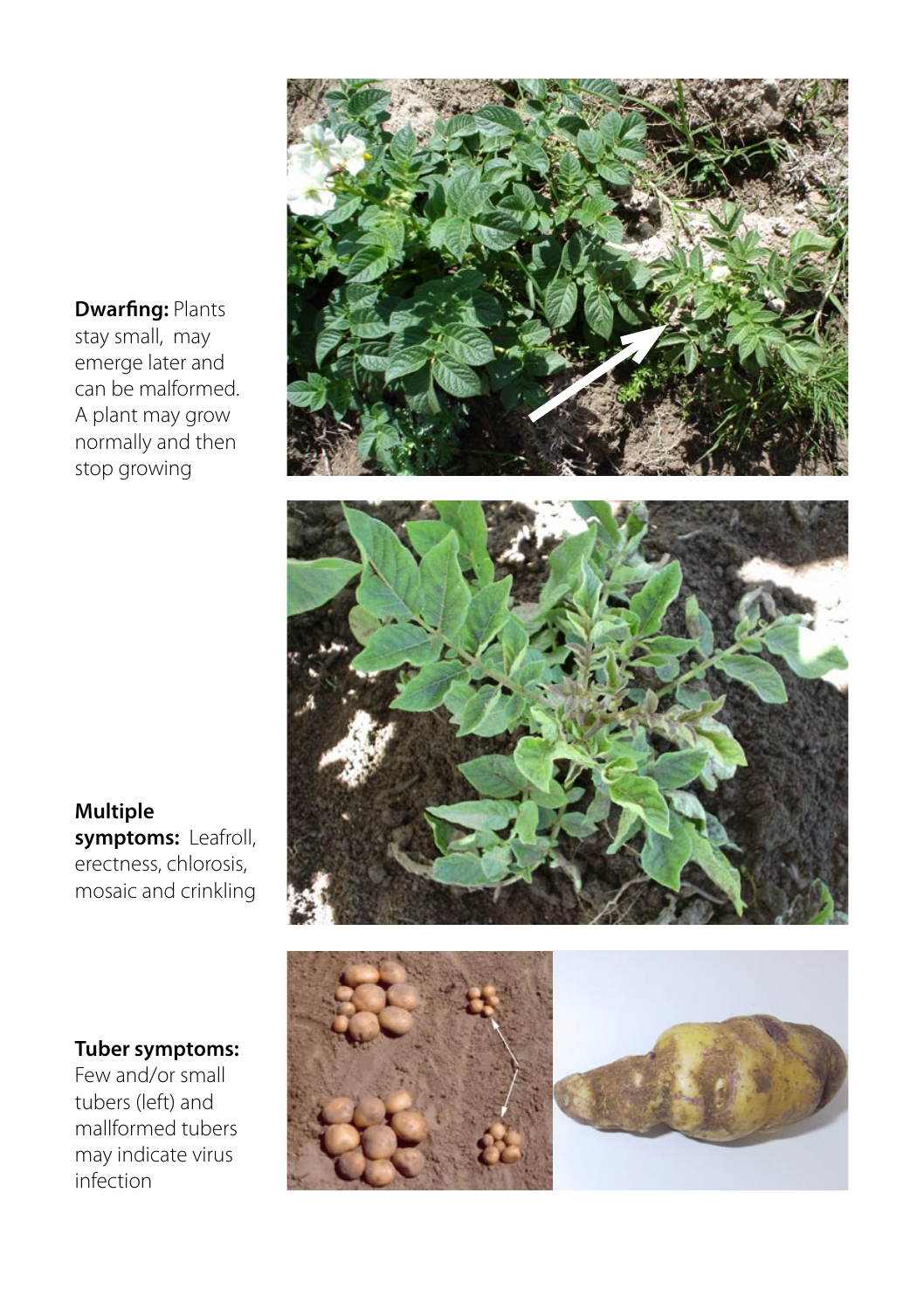**Dwarfing:** Plants stay small, may emerge later and can be malformed. A plant may grow normally and then stop growing

**Multiple symptoms:** Leafroll, erectness, chlorosis, mosaic and crinkling

**Tuber symptoms:** Few and/or small tubers (left) and mallformed tubers may indicate virus infection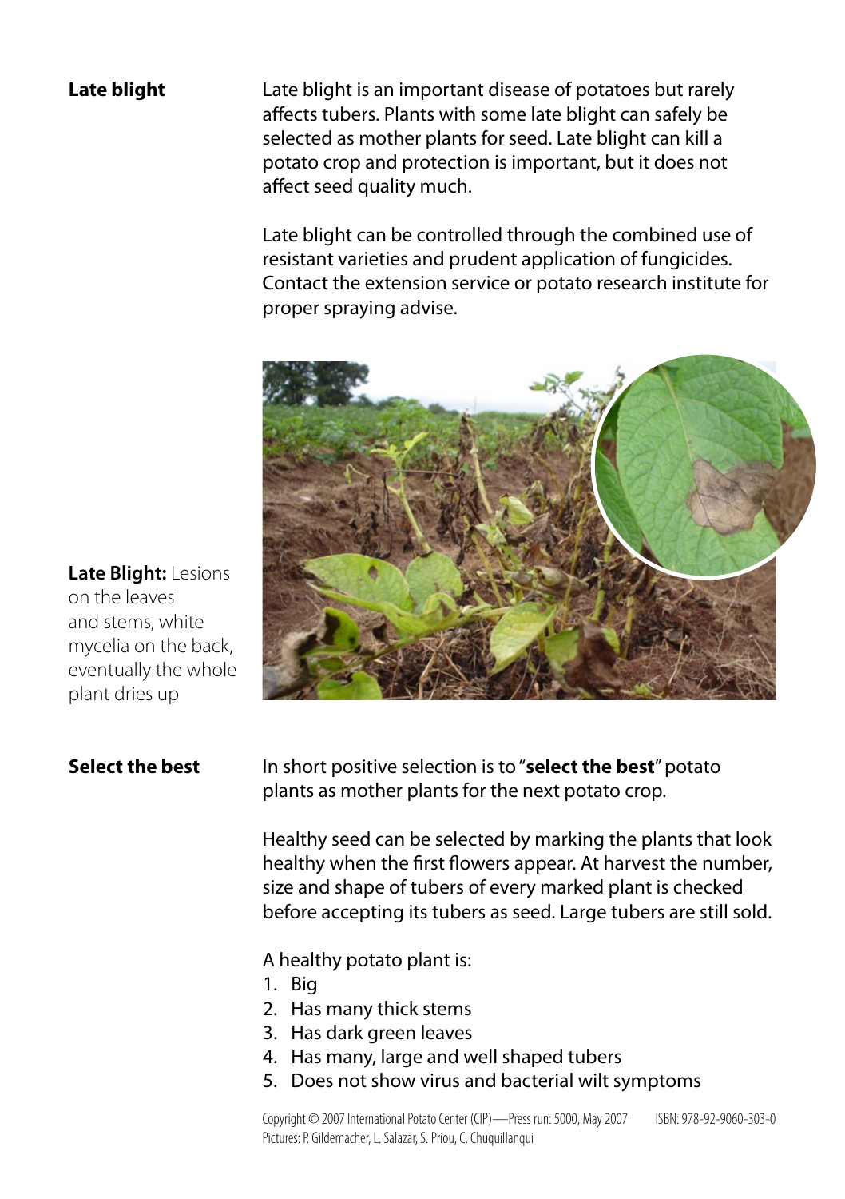## Late blight

Late blight is an important disease of potatoes but rarely affects tubers. Plants with some late blight can safely be selected as mother plants for seed. Late blight can kill a potato crop and protection is important, but it does not affect seed quality much.

Late blight can be controlled through the combined use of resistant varieties and prudent application of fungicides. Contact the extension service or potato research institute for proper spraying advise.

**Late Blight:** Lesions on the leaves and stems, white mycelia on the back, eventually the whole plant dries up

## Select the best

In short positive selection is to "**select the best**" potato plants as mother plants for the next potato crop.

Healthy seed can be selected by marking the plants that look healthy when the first flowers appear. At harvest the number, size and shape of tubers of every marked plant is checked before accepting its tubers as seed. Large tubers are still sold.

A healthy potato plant is:

1. Big
2. Has many thick stems
3. Has dark green leaves
4. Has many, large and well shaped tubers
5. Does not show virus and bacterial wilt symptoms

Copyright © 2007 International Potato Center (CIP)—Press run: 5000, May 2007 ISBN: 978-92-9060-303-0
Pictures: P. Gildemacher, L. Salazar, S. Priou, C. Chuquillanqui